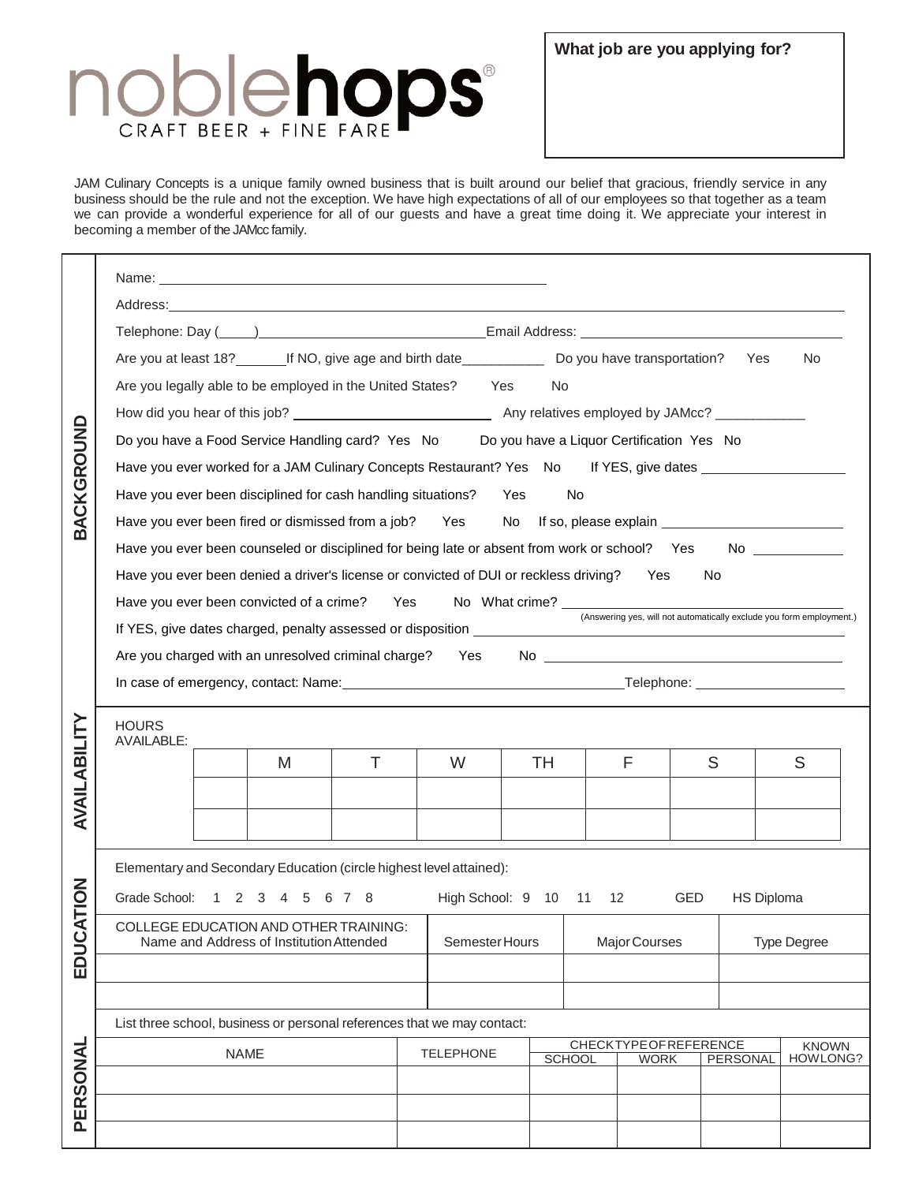# noblehops®

CRAFT BEER + FINE FARE

**What job are you applying for?**

JAM Culinary Concepts is a unique family owned business that is built around our belief that gracious, friendly service in any business should be the rule and not the exception. We have high expectations of all of our employees so that together as a team we can provide a wonderful experience for all of our guests and have a great time doing it. We appreciate your interest in becoming a member of the JAMcc family.

## BACKGROUND

Name: ___________________________________________

Address: ___________________________________________

Telephone: Day (____)___________________________ Email Address: ___________________________

Are you at least 18?______If NO, give age and birth date__________ Do you have transportation? Yes No

Are you legally able to be employed in the United States? Yes No

How did you hear of this job? ______________________ Any relatives employed by JAMcc? ___________

Do you have a Food Service Handling card? Yes No Do you have a Liquor Certification Yes No

Have you ever worked for a JAM Culinary Concepts Restaurant? Yes No If YES, give dates _______________

Have you ever been disciplined for cash handling situations? Yes No

Have you ever been fired or dismissed from a job? Yes No If so, please explain _______________________

Have you ever been counseled or disciplined for being late or absent from work or school? Yes No ___________

Have you ever been denied a driver's license or convicted of DUI or reckless driving? Yes No

Have you ever been convicted of a crime? Yes No What crime? ______________________________

(Answering yes, will not automatically exclude you form employment.)

If YES, give dates charged, penalty assessed or disposition ______________________________________

Are you charged with an unresolved criminal charge? Yes No ______________________________

In case of emergency, contact: Name:______________________________ Telephone: _________________

## AVAILABILITY

HOURS AVAILABLE:

| | M | T | W | TH | F | S | S |
|---|---|---|---|---|---|---|---|
| | | | | | | | |
| | | | | | | | |

## EDUCATION

Elementary and Secondary Education (circle highest level attained):

Grade School: 1 2 3 4 5 6 7 8 High School: 9 10 11 12 GED HS Diploma

| COLLEGE EDUCATION AND OTHER TRAINING: Name and Address of Institution Attended | Semester Hours | Major Courses | Type Degree |
|---|---|---|---|
| | | | |
| | | | |

## PERSONAL

List three school, business or personal references that we may contact:

| NAME | TELEPHONE | CHECK TYPE OF REFERENCE | | | KNOWN HOW LONG? |
|---|---|---|---|---|---|
| | | SCHOOL | WORK | PERSONAL | |
| | | | | | |
| | | | | | |
| | | | | | |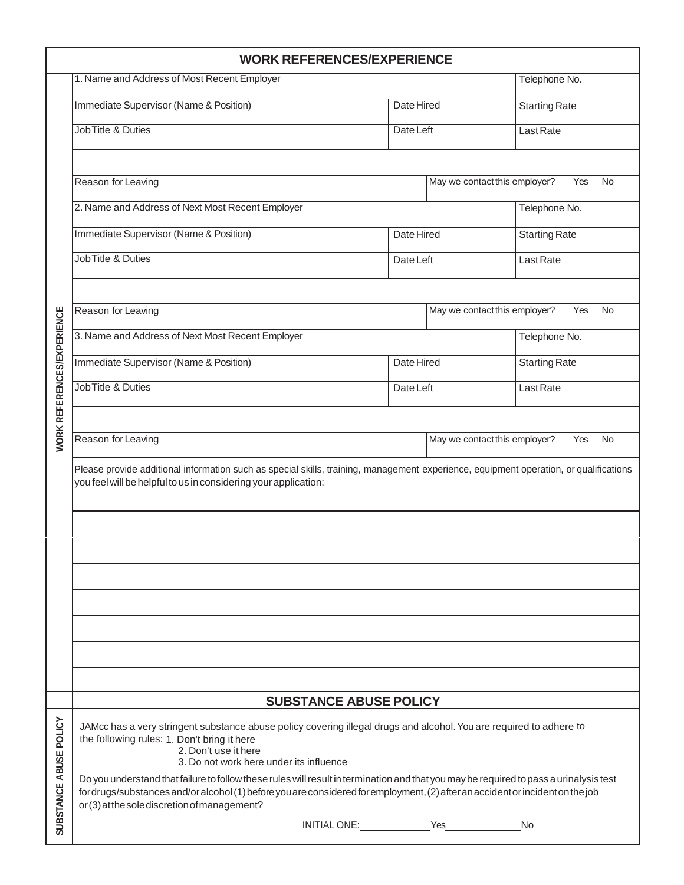## WORK REFERENCES/EXPERIENCE

| | | | |
|---|---|---|---|
| 1. Name and Address of Most Recent Employer | | | Telephone No. |
| Immediate Supervisor (Name & Position) | Date Hired | | Starting Rate |
| Job Title & Duties | Date Left | | Last Rate |
| | | | |
| Reason for Leaving | | May we contact this employer? Yes No | |
| 2. Name and Address of Next Most Recent Employer | | | Telephone No. |
| Immediate Supervisor (Name & Position) | Date Hired | | Starting Rate |
| Job Title & Duties | Date Left | | Last Rate |
| | | | |
| Reason for Leaving | | May we contact this employer? Yes No | |
| 3. Name and Address of Next Most Recent Employer | | | Telephone No. |
| Immediate Supervisor (Name & Position) | Date Hired | | Starting Rate |
| Job Title & Duties | Date Left | | Last Rate |
| | | | |
| Reason for Leaving | | May we contact this employer? Yes No | |

Please provide additional information such as special skills, training, management experience, equipment operation, or qualifications you feel will be helpful to us in considering your application:

## SUBSTANCE ABUSE POLICY

JAMcc has a very stringent substance abuse policy covering illegal drugs and alcohol. You are required to adhere to the following rules:

1. Don't bring it here
2. Don't use it here
3. Do not work here under its influence

Do you understand that failure to follow these rules will result in termination and that you may be required to pass a urinalysis test for drugs/substances and/or alcohol (1) before you are considered for employment, (2) after an accident or incident on the job or (3) at the sole discretion of management?

INITIAL ONE: ____________ Yes ____________ No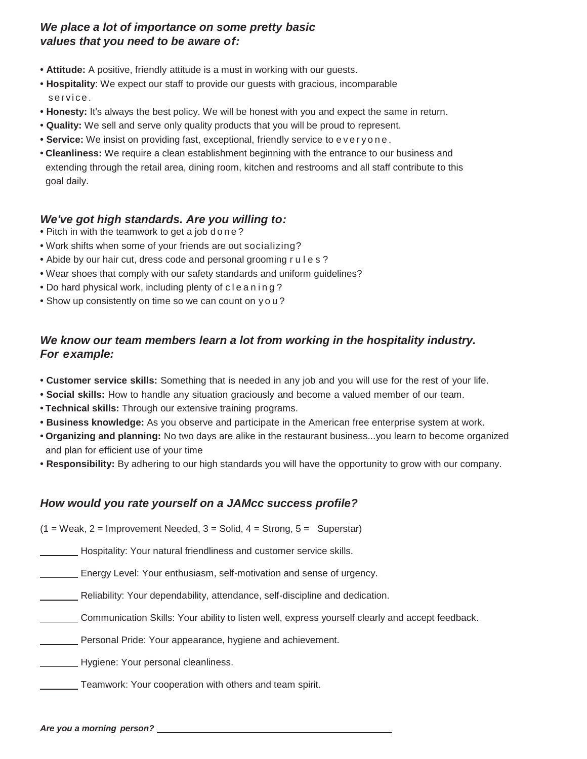***We place a lot of importance on some pretty basic values that you need to be aware of:***

- **Attitude:** A positive, friendly attitude is a must in working with our guests.
- **Hospitality**: We expect our staff to provide our guests with gracious, incomparable service.
- **Honesty:** It's always the best policy. We will be honest with you and expect the same in return.
- **Quality:** We sell and serve only quality products that you will be proud to represent.
- **Service:** We insist on providing fast, exceptional, friendly service to everyone.
- **Cleanliness:** We require a clean establishment beginning with the entrance to our business and extending through the retail area, dining room, kitchen and restrooms and all staff contribute to this goal daily.

***We've got high standards. Are you willing to:***

- Pitch in with the teamwork to get a job done?
- Work shifts when some of your friends are out socializing?
- Abide by our hair cut, dress code and personal grooming rules?
- Wear shoes that comply with our safety standards and uniform guidelines?
- Do hard physical work, including plenty of cleaning?
- Show up consistently on time so we can count on you?

***We know our team members learn a lot from working in the hospitality industry. For example:***

- **Customer service skills:** Something that is needed in any job and you will use for the rest of your life.
- **Social skills:** How to handle any situation graciously and become a valued member of our team.
- **Technical skills:** Through our extensive training programs.
- **Business knowledge:** As you observe and participate in the American free enterprise system at work.
- **Organizing and planning:** No two days are alike in the restaurant business...you learn to become organized and plan for efficient use of your time
- **Responsibility:** By adhering to our high standards you will have the opportunity to grow with our company.

***How would you rate yourself on a JAMcc success profile?***

(1 = Weak, 2 = Improvement Needed, 3 = Solid, 4 = Strong, 5 = Superstar)

________ Hospitality: Your natural friendliness and customer service skills.

________ Energy Level: Your enthusiasm, self-motivation and sense of urgency.

________ Reliability: Your dependability, attendance, self-discipline and dedication.

________ Communication Skills: Your ability to listen well, express yourself clearly and accept feedback.

________ Personal Pride: Your appearance, hygiene and achievement.

________ Hygiene: Your personal cleanliness.

________ Teamwork: Your cooperation with others and team spirit.

***Are you a morning person?*** ______________________________________________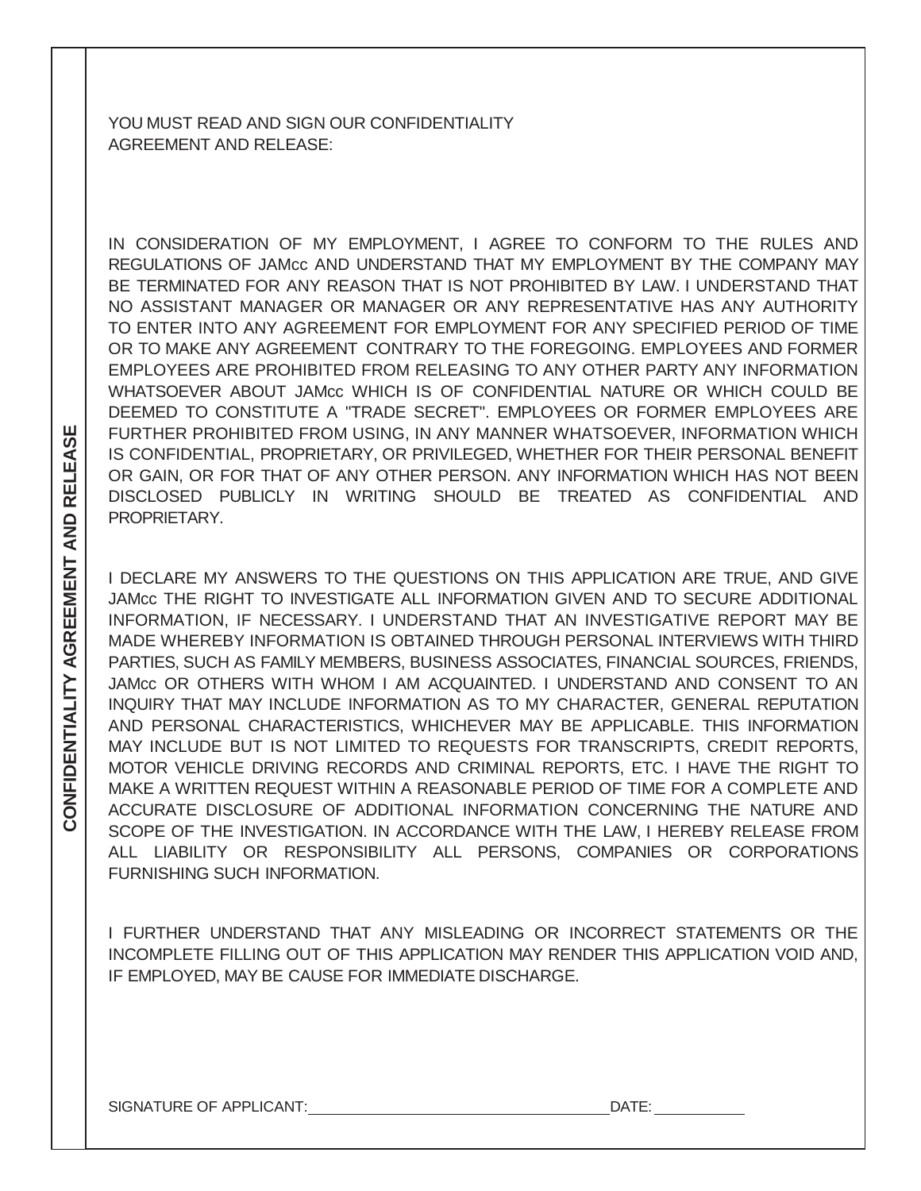## CONFIDENTIALITY AGREEMENT AND RELEASE

YOU MUST READ AND SIGN OUR CONFIDENTIALITY AGREEMENT AND RELEASE:

IN CONSIDERATION OF MY EMPLOYMENT, I AGREE TO CONFORM TO THE RULES AND REGULATIONS OF JAMcc AND UNDERSTAND THAT MY EMPLOYMENT BY THE COMPANY MAY BE TERMINATED FOR ANY REASON THAT IS NOT PROHIBITED BY LAW. I UNDERSTAND THAT NO ASSISTANT MANAGER OR MANAGER OR ANY REPRESENTATIVE HAS ANY AUTHORITY TO ENTER INTO ANY AGREEMENT FOR EMPLOYMENT FOR ANY SPECIFIED PERIOD OF TIME OR TO MAKE ANY AGREEMENT CONTRARY TO THE FOREGOING. EMPLOYEES AND FORMER EMPLOYEES ARE PROHIBITED FROM RELEASING TO ANY OTHER PARTY ANY INFORMATION WHATSOEVER ABOUT JAMcc WHICH IS OF CONFIDENTIAL NATURE OR WHICH COULD BE DEEMED TO CONSTITUTE A "TRADE SECRET". EMPLOYEES OR FORMER EMPLOYEES ARE FURTHER PROHIBITED FROM USING, IN ANY MANNER WHATSOEVER, INFORMATION WHICH IS CONFIDENTIAL, PROPRIETARY, OR PRIVILEGED, WHETHER FOR THEIR PERSONAL BENEFIT OR GAIN, OR FOR THAT OF ANY OTHER PERSON. ANY INFORMATION WHICH HAS NOT BEEN DISCLOSED PUBLICLY IN WRITING SHOULD BE TREATED AS CONFIDENTIAL AND PROPRIETARY.

I DECLARE MY ANSWERS TO THE QUESTIONS ON THIS APPLICATION ARE TRUE, AND GIVE JAMcc THE RIGHT TO INVESTIGATE ALL INFORMATION GIVEN AND TO SECURE ADDITIONAL INFORMATION, IF NECESSARY. I UNDERSTAND THAT AN INVESTIGATIVE REPORT MAY BE MADE WHEREBY INFORMATION IS OBTAINED THROUGH PERSONAL INTERVIEWS WITH THIRD PARTIES, SUCH AS FAMILY MEMBERS, BUSINESS ASSOCIATES, FINANCIAL SOURCES, FRIENDS, JAMcc OR OTHERS WITH WHOM I AM ACQUAINTED. I UNDERSTAND AND CONSENT TO AN INQUIRY THAT MAY INCLUDE INFORMATION AS TO MY CHARACTER, GENERAL REPUTATION AND PERSONAL CHARACTERISTICS, WHICHEVER MAY BE APPLICABLE. THIS INFORMATION MAY INCLUDE BUT IS NOT LIMITED TO REQUESTS FOR TRANSCRIPTS, CREDIT REPORTS, MOTOR VEHICLE DRIVING RECORDS AND CRIMINAL REPORTS, ETC. I HAVE THE RIGHT TO MAKE A WRITTEN REQUEST WITHIN A REASONABLE PERIOD OF TIME FOR A COMPLETE AND ACCURATE DISCLOSURE OF ADDITIONAL INFORMATION CONCERNING THE NATURE AND SCOPE OF THE INVESTIGATION. IN ACCORDANCE WITH THE LAW, I HEREBY RELEASE FROM ALL LIABILITY OR RESPONSIBILITY ALL PERSONS, COMPANIES OR CORPORATIONS FURNISHING SUCH INFORMATION.

I FURTHER UNDERSTAND THAT ANY MISLEADING OR INCORRECT STATEMENTS OR THE INCOMPLETE FILLING OUT OF THIS APPLICATION MAY RENDER THIS APPLICATION VOID AND, IF EMPLOYED, MAY BE CAUSE FOR IMMEDIATE DISCHARGE.

SIGNATURE OF APPLICANT: ______________________________ DATE: __________